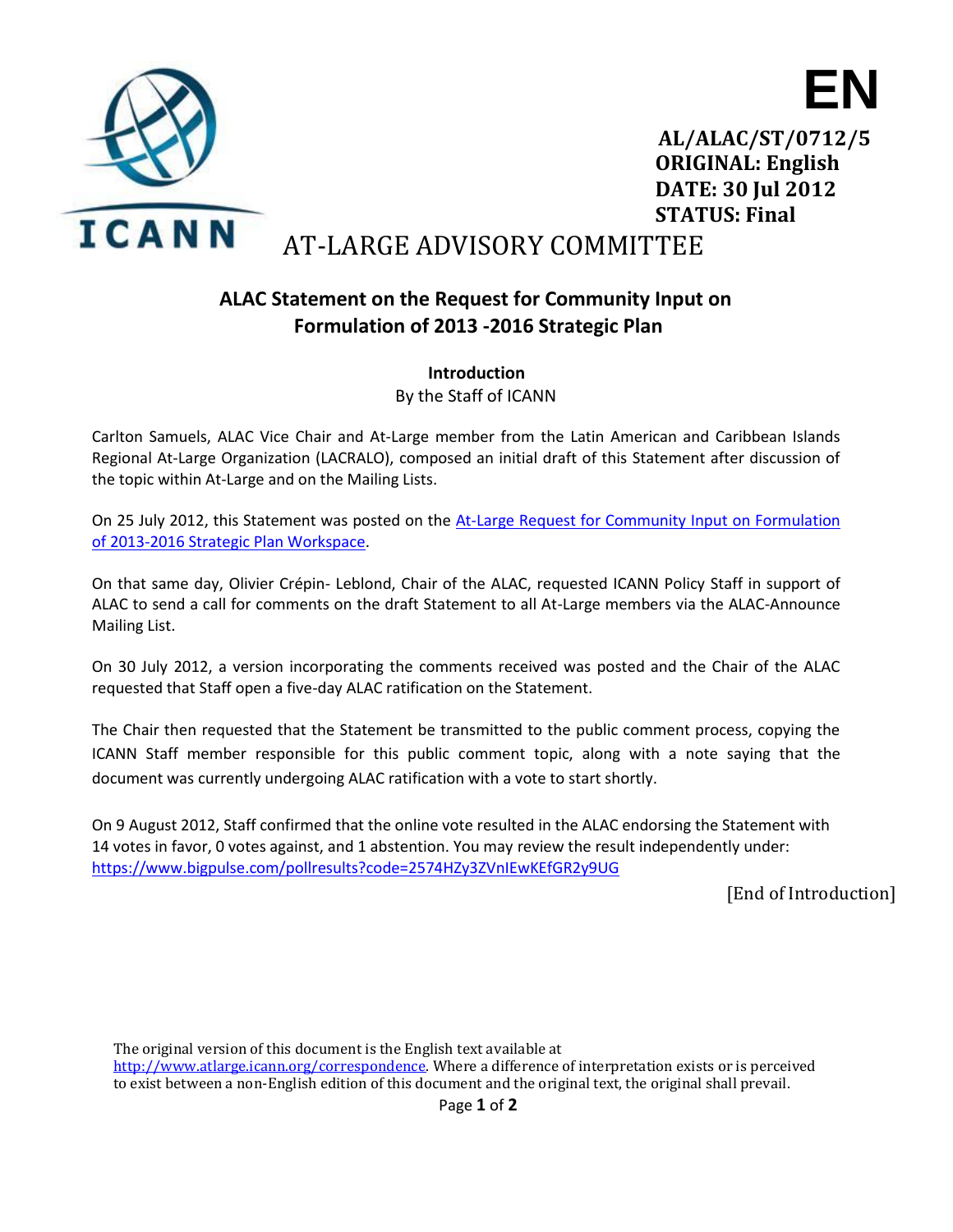**EN**

**AL/ALAC/ST/0712/5**
**ORIGINAL: English**
**DATE: 30 Jul 2012**
**STATUS: Final**

AT-LARGE ADVISORY COMMITTEE

## ALAC Statement on the Request for Community Input on Formulation of 2013 -2016 Strategic Plan

### Introduction

By the Staff of ICANN

Carlton Samuels, ALAC Vice Chair and At-Large member from the Latin American and Caribbean Islands Regional At-Large Organization (LACRALO), composed an initial draft of this Statement after discussion of the topic within At-Large and on the Mailing Lists.

On 25 July 2012, this Statement was posted on the At-Large Request for Community Input on Formulation of 2013-2016 Strategic Plan Workspace.

On that same day, Olivier Crépin- Leblond, Chair of the ALAC, requested ICANN Policy Staff in support of ALAC to send a call for comments on the draft Statement to all At-Large members via the ALAC-Announce Mailing List.

On 30 July 2012, a version incorporating the comments received was posted and the Chair of the ALAC requested that Staff open a five-day ALAC ratification on the Statement.

The Chair then requested that the Statement be transmitted to the public comment process, copying the ICANN Staff member responsible for this public comment topic, along with a note saying that the document was currently undergoing ALAC ratification with a vote to start shortly.

On 9 August 2012, Staff confirmed that the online vote resulted in the ALAC endorsing the Statement with 14 votes in favor, 0 votes against, and 1 abstention. You may review the result independently under: https://www.bigpulse.com/pollresults?code=2574HZy3ZVnIEwKEfGR2y9UG

[End of Introduction]

The original version of this document is the English text available at http://www.atlarge.icann.org/correspondence. Where a difference of interpretation exists or is perceived to exist between a non-English edition of this document and the original text, the original shall prevail.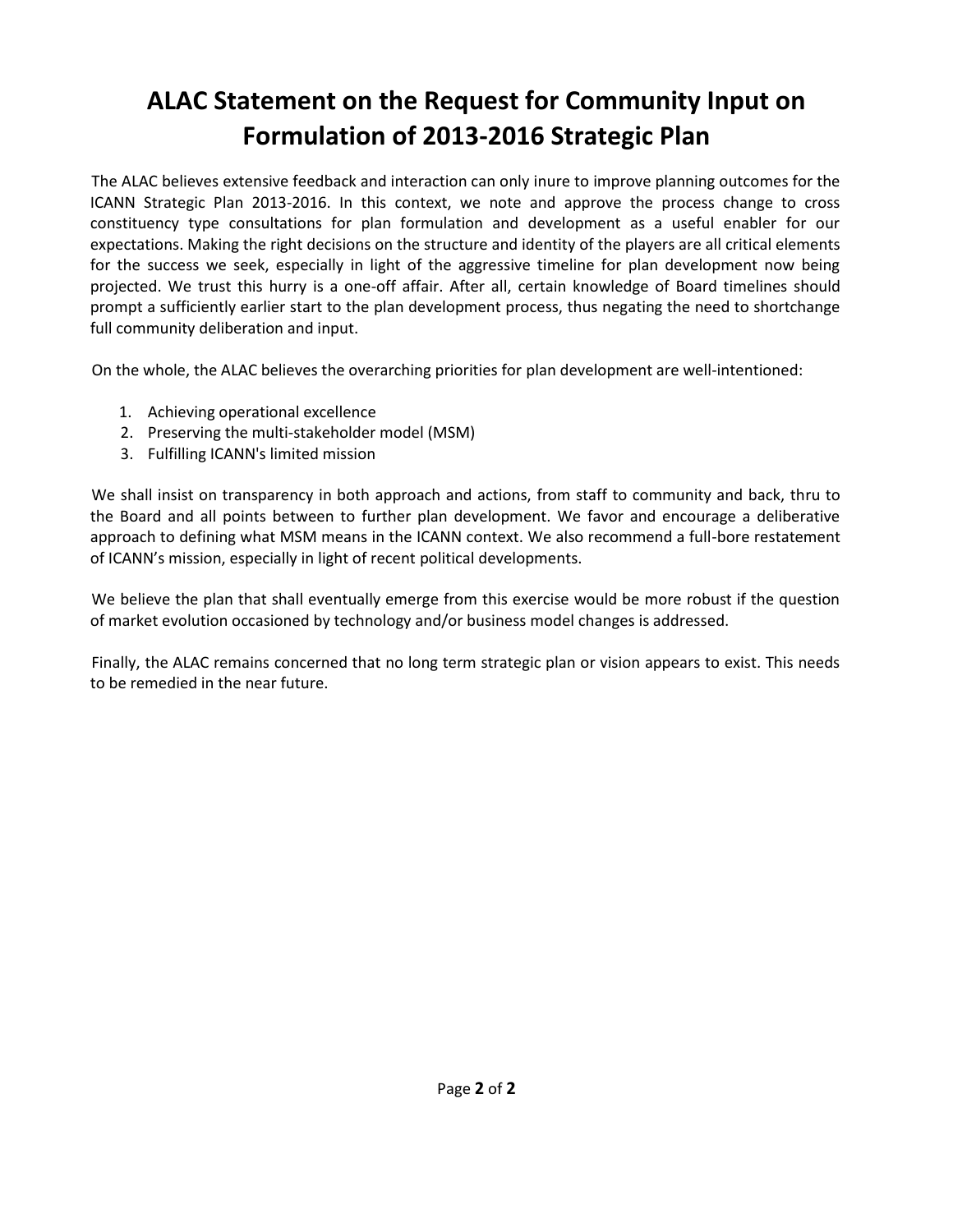# ALAC Statement on the Request for Community Input on Formulation of 2013-2016 Strategic Plan

The ALAC believes extensive feedback and interaction can only inure to improve planning outcomes for the ICANN Strategic Plan 2013-2016. In this context, we note and approve the process change to cross constituency type consultations for plan formulation and development as a useful enabler for our expectations. Making the right decisions on the structure and identity of the players are all critical elements for the success we seek, especially in light of the aggressive timeline for plan development now being projected. We trust this hurry is a one-off affair. After all, certain knowledge of Board timelines should prompt a sufficiently earlier start to the plan development process, thus negating the need to shortchange full community deliberation and input.

On the whole, the ALAC believes the overarching priorities for plan development are well-intentioned:

1. Achieving operational excellence
2. Preserving the multi-stakeholder model (MSM)
3. Fulfilling ICANN's limited mission

We shall insist on transparency in both approach and actions, from staff to community and back, thru to the Board and all points between to further plan development. We favor and encourage a deliberative approach to defining what MSM means in the ICANN context. We also recommend a full-bore restatement of ICANN's mission, especially in light of recent political developments.

We believe the plan that shall eventually emerge from this exercise would be more robust if the question of market evolution occasioned by technology and/or business model changes is addressed.

Finally, the ALAC remains concerned that no long term strategic plan or vision appears to exist. This needs to be remedied in the near future.